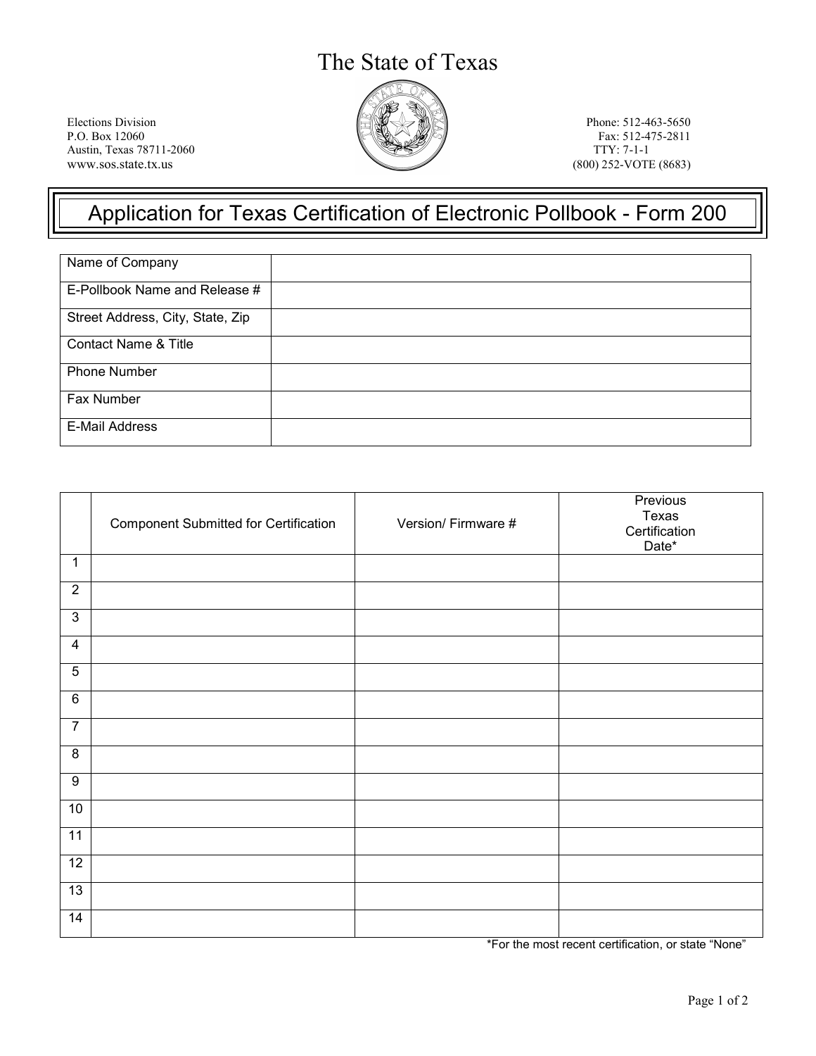# The State of Texas

Elections Division
P.O. Box 12060
Austin, Texas 78711-2060
www.sos.state.tx.us

Phone: 512-463-5650
Fax: 512-475-2811
TTY: 7-1-1
(800) 252-VOTE (8683)

## Application for Texas Certification of Electronic Pollbook - Form 200

| | |
|---|---|
| Name of Company | |
| E-Pollbook Name and Release # | |
| Street Address, City, State, Zip | |
| Contact Name & Title | |
| Phone Number | |
| Fax Number | |
| E-Mail Address | |

| | Component Submitted for Certification | Version/ Firmware # | Previous Texas Certification Date* |
|---|---|---|---|
| 1 | | | |
| 2 | | | |
| 3 | | | |
| 4 | | | |
| 5 | | | |
| 6 | | | |
| 7 | | | |
| 8 | | | |
| 9 | | | |
| 10 | | | |
| 11 | | | |
| 12 | | | |
| 13 | | | |
| 14 | | | |

*For the most recent certification, or state "None"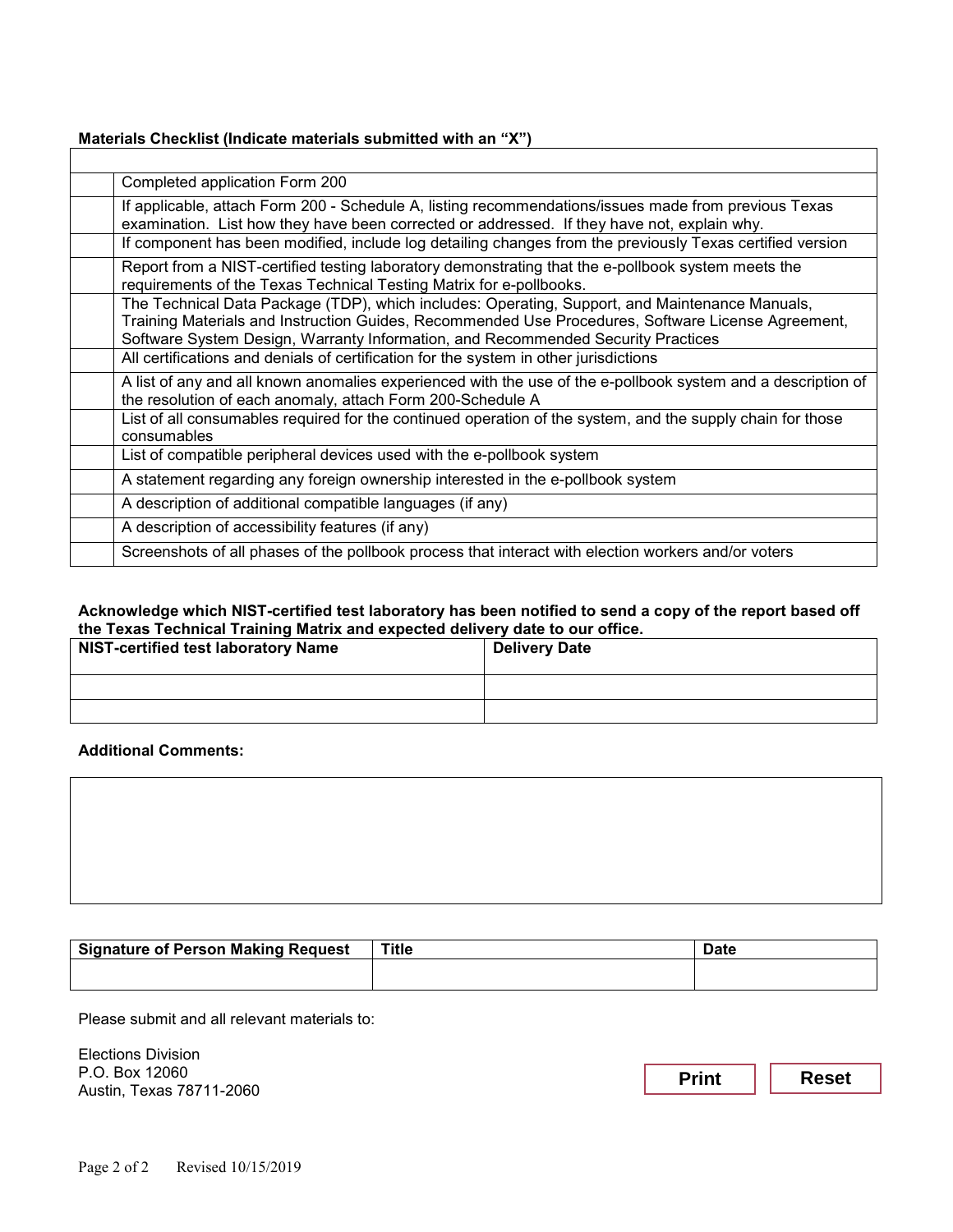**Materials Checklist (Indicate materials submitted with an "X")**

| | |
|---|---|
| | Completed application Form 200 |
| | If applicable, attach Form 200 - Schedule A, listing recommendations/issues made from previous Texas examination. List how they have been corrected or addressed. If they have not, explain why. |
| | If component has been modified, include log detailing changes from the previously Texas certified version |
| | Report from a NIST-certified testing laboratory demonstrating that the e-pollbook system meets the requirements of the Texas Technical Testing Matrix for e-pollbooks. |
| | The Technical Data Package (TDP), which includes: Operating, Support, and Maintenance Manuals, Training Materials and Instruction Guides, Recommended Use Procedures, Software License Agreement, Software System Design, Warranty Information, and Recommended Security Practices |
| | All certifications and denials of certification for the system in other jurisdictions |
| | A list of any and all known anomalies experienced with the use of the e-pollbook system and a description of the resolution of each anomaly, attach Form 200-Schedule A |
| | List of all consumables required for the continued operation of the system, and the supply chain for those consumables |
| | List of compatible peripheral devices used with the e-pollbook system |
| | A statement regarding any foreign ownership interested in the e-pollbook system |
| | A description of additional compatible languages (if any) |
| | A description of accessibility features (if any) |
| | Screenshots of all phases of the pollbook process that interact with election workers and/or voters |

**Acknowledge which NIST-certified test laboratory has been notified to send a copy of the report based off the Texas Technical Training Matrix and expected delivery date to our office.**

| NIST-certified test laboratory Name | Delivery Date |
|---|---|
| | |
| | |

**Additional Comments:**

| Signature of Person Making Request | Title | Date |
|---|---|---|
| | | |

Please submit and all relevant materials to:

Elections Division
P.O. Box 12060
Austin, Texas 78711-2060

Print Reset

Revised 10/15/2019